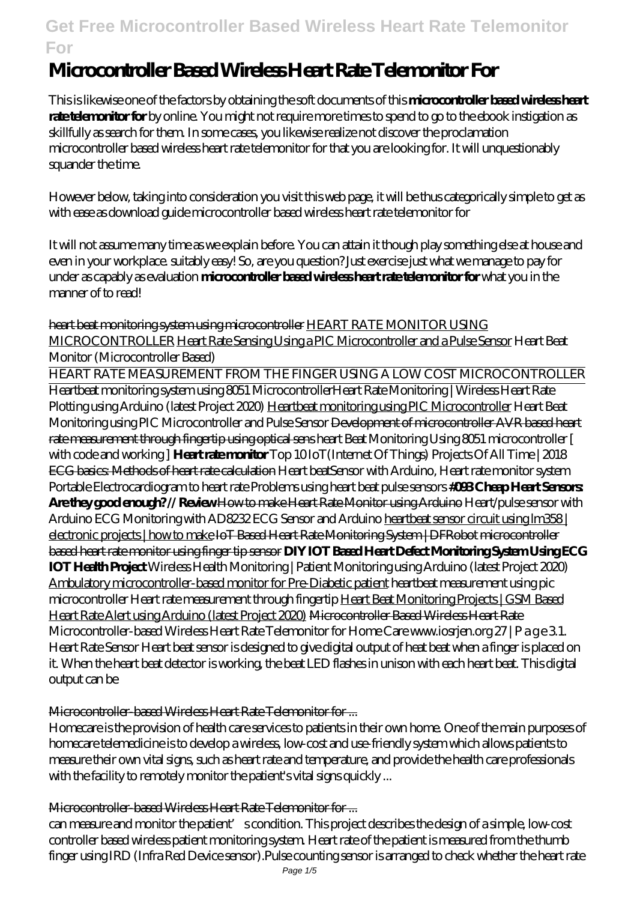# Microcontroller Based Wireless Heart Rate Telemonitor For

This is likewise one of the factors by obtaining the soft documents of this **microcontroller based wireless heart rate telemonitor for** by online. You might not require more times to spend to go to the ebook instigation as skillfully as search for them. In some cases, you likewise realize not discover the proclamation microcontroller based wireless heart rate telemonitor for that you are looking for. It will unquestionably squander the time.

However below, taking into consideration you visit this web page, it will be thus categorically simple to get as with ease as download guide microcontroller based wireless heart rate telemonitor for

It will not assume many time as we explain before. You can attain it though play something else at house and even in your workplace. suitably easy! So, are you question? Just exercise just what we manage to pay for under as capably as evaluation **microcontroller based wireless heart rate telemonitor for** what you in the manner of to read!

heart beat monitoring system using microcontroller HEART RATE MONITOR USING MICROCONTROLLER Heart Rate Sensing Using a PIC Microcontroller and a Pulse Sensor *Heart Beat Monitor (Microcontroller Based)*

HEART RATE MEASUREMENT FROM THE FINGER USING A LOW COST MICROCONTROLLER

Heartbeat monitoring system using 8051 Microcontroller*Heart Rate Monitoring | Wireless Heart Rate Plotting using Arduino (latest Project 2020)* Heartbeat monitoring using PIC Microcontroller *Heart Beat Monitoring using PIC Microcontroller and Pulse Sensor* Development of microcontroller AVR based heart rate measurement through fingertip using optical sens *heart Beat Monitoring Using 8051 microcontroller [ with code and working ]* **Heart rate monitor** *Top 10 IoT(Internet Of Things) Projects Of All Time | 2018* ECG basics: Methods of heart rate calculation *Heart beatSensor with Arduino, Heart rate monitor system Portable Electrocardiogram to heart rate Problems using heart beat pulse sensors* **#093 Cheap Heart Sensors: Are they good enough? // Review** How to make Heart Rate Monitor using Arduino *Heart/pulse sensor with Arduino ECG Monitoring with AD8232 ECG Sensor and Arduino* heartbeat sensor circuit using lm358 | electronic projects | how to make IoT Based Heart Rate Monitoring System | DFRobot microcontroller based heart rate monitor using finger tip sensor **DIY IOT Based Heart Defect Monitoring System Using ECG IOT Health Project** *Wireless Health Monitoring | Patient Monitoring using Arduino (latest Project 2020)* Ambulatory microcontroller-based monitor for Pre-Diabetic patient *heartbeat measurement using pic microcontroller Heart rate measurement through fingertip* Heart Beat Monitoring Projects | GSM Based Heart Rate Alert using Arduino (latest Project 2020) Microcontroller Based Wireless Heart Rate

Microcontroller-based Wireless Heart Rate Telemonitor for Home Care www.iosrjen.org 27 | P a g e 3.1. Heart Rate Sensor Heart beat sensor is designed to give digital output of heat beat when a finger is placed on it. When the heart beat detector is working, the beat LED flashes in unison with each heart beat. This digital output can be

## Microcontroller-based Wireless Heart Rate Telemonitor for ...

Homecare is the provision of health care services to patients in their own home. One of the main purposes of homecare telemedicine is to develop a wireless, low-cost and use-friendly system which allows patients to measure their own vital signs, such as heart rate and temperature, and provide the health care professionals with the facility to remotely monitor the patient's vital signs quickly ...

## Microcontroller-based Wireless Heart Rate Telemonitor for ...

can measure and monitor the patient's condition. This project describes the design of a simple, low-cost controller based wireless patient monitoring system. Heart rate of the patient is measured from the thumb finger using IRD (Infra Red Device sensor).Pulse counting sensor is arranged to check whether the heart rate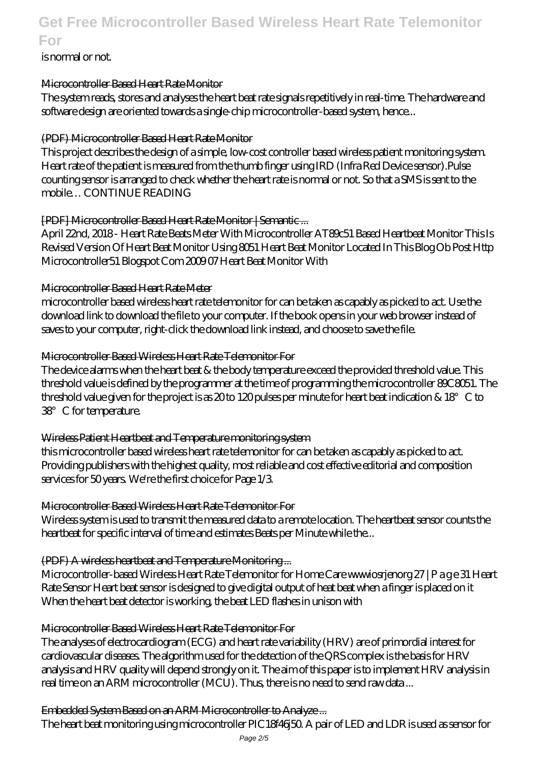is normal or not.

## Microcontroller Based Heart Rate Monitor

The system reads, stores and analyses the heart beat rate signals repetitively in real-time. The hardware and software design are oriented towards a single-chip microcontroller-based system, hence...

## (PDF) Microcontroller Based Heart Rate Monitor

This project describes the design of a simple, low-cost controller based wireless patient monitoring system. Heart rate of the patient is measured from the thumb finger using IRD (Infra Red Device sensor).Pulse counting sensor is arranged to check whether the heart rate is normal or not. So that a SMS is sent to the mobile… CONTINUE READING

## [PDF] Microcontroller Based Heart Rate Monitor | Semantic ...

April 22nd, 2018 - Heart Rate Beats Meter With Microcontroller AT89c51 Based Heartbeat Monitor This Is Revised Version Of Heart Beat Monitor Using 8051 Heart Beat Monitor Located In This Blog Ob Post Http Microcontroller51 Blogspot Com 2009 07 Heart Beat Monitor With

## Microcontroller Based Heart Rate Meter

microcontroller based wireless heart rate telemonitor for can be taken as capably as picked to act. Use the download link to download the file to your computer. If the book opens in your web browser instead of saves to your computer, right-click the download link instead, and choose to save the file.

## Microcontroller Based Wireless Heart Rate Telemonitor For

The device alarms when the heart beat & the body temperature exceed the provided threshold value. This threshold value is defined by the programmer at the time of programming the microcontroller 89C8051. The threshold value given for the project is as 20 to 120 pulses per minute for heart beat indication & 18°C to 38°C for temperature.

## Wireless Patient Heartbeat and Temperature monitoring system

this microcontroller based wireless heart rate telemonitor for can be taken as capably as picked to act. Providing publishers with the highest quality, most reliable and cost effective editorial and composition services for 50 years. We're the first choice for Page 1/3.

## Microcontroller Based Wireless Heart Rate Telemonitor For

Wireless system is used to transmit the measured data to a remote location. The heartbeat sensor counts the heartbeat for specific interval of time and estimates Beats per Minute while the...

## (PDF) A wireless heartbeat and Temperature Monitoring ...

Microcontroller-based Wireless Heart Rate Telemonitor for Home Care wwwiosrjenorg 27 | P a g e 31 Heart Rate Sensor Heart beat sensor is designed to give digital output of heat beat when a finger is placed on it When the heart beat detector is working, the beat LED flashes in unison with

## Microcontroller Based Wireless Heart Rate Telemonitor For

The analyses of electrocardiogram (ECG) and heart rate variability (HRV) are of primordial interest for cardiovascular diseases. The algorithm used for the detection of the QRS complex is the basis for HRV analysis and HRV quality will depend strongly on it. The aim of this paper is to implement HRV analysis in real time on an ARM microcontroller (MCU). Thus, there is no need to send raw data ...

## Embedded System Based on an ARM Microcontroller to Analyze ...

The heart beat monitoring using microcontroller PIC18f46j50. A pair of LED and LDR is used as sensor for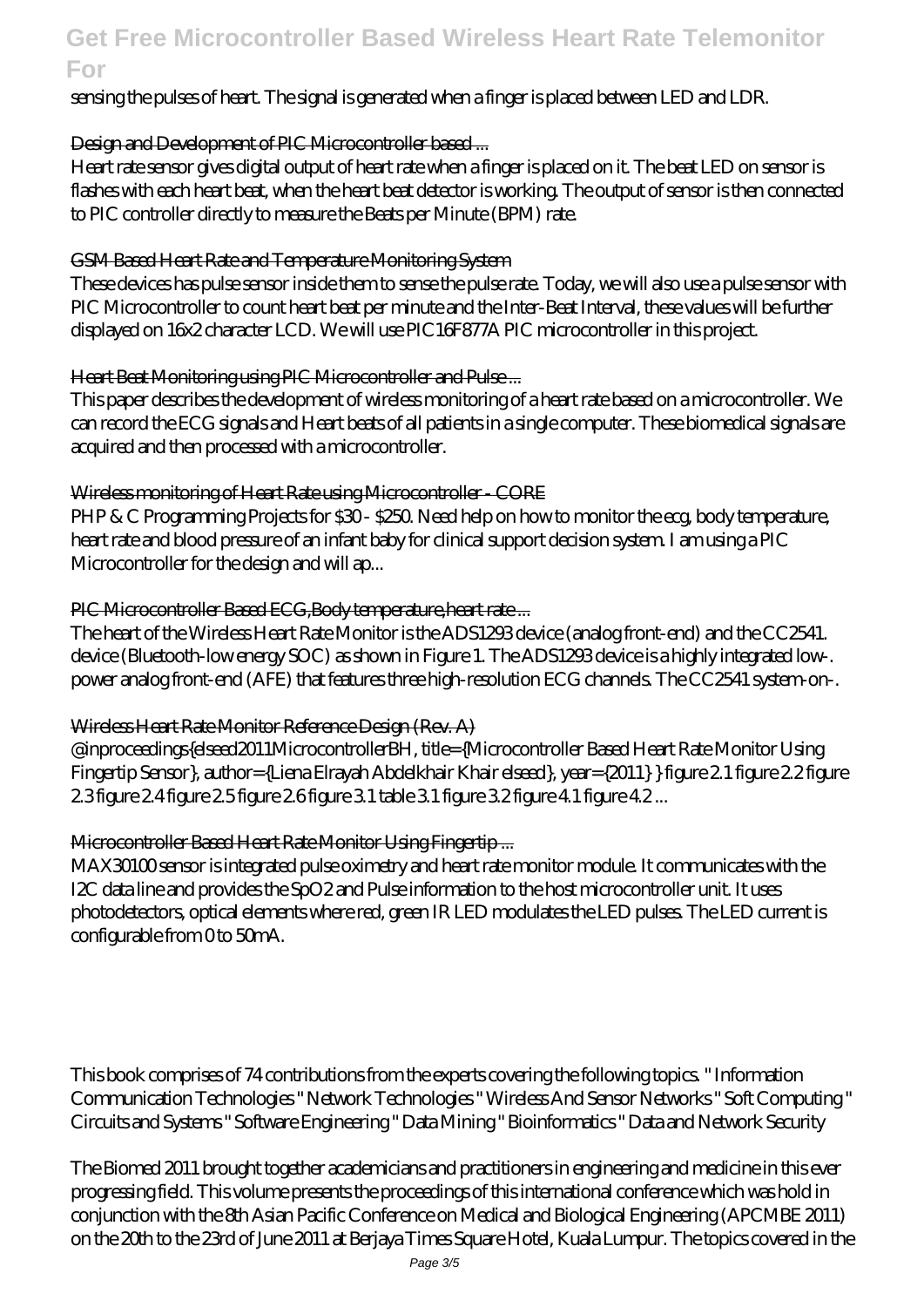sensing the pulses of heart. The signal is generated when a finger is placed between LED and LDR.

Design and Development of PIC Microcontroller based ...

Heart rate sensor gives digital output of heart rate when a finger is placed on it. The beat LED on sensor is flashes with each heart beat, when the heart beat detector is working. The output of sensor is then connected to PIC controller directly to measure the Beats per Minute (BPM) rate.

GSM Based Heart Rate and Temperature Monitoring System

These devices has pulse sensor inside them to sense the pulse rate. Today, we will also use a pulse sensor with PIC Microcontroller to count heart beat per minute and the Inter-Beat Interval, these values will be further displayed on 16x2 character LCD. We will use PIC16F877A PIC microcontroller in this project.

Heart Beat Monitoring using PIC Microcontroller and Pulse ...

This paper describes the development of wireless monitoring of a heart rate based on a microcontroller. We can record the ECG signals and Heart beats of all patients in a single computer. These biomedical signals are acquired and then processed with a microcontroller.

Wireless monitoring of Heart Rate using Microcontroller - CORE

PHP & C Programming Projects for $30 - $250. Need help on how to monitor the ecg, body temperature, heart rate and blood pressure of an infant baby for clinical support decision system. I am using a PIC Microcontroller for the design and will ap...

PIC Microcontroller Based ECG,Body temperature,heart rate ...

The heart of the Wireless Heart Rate Monitor is the ADS1293 device (analog front-end) and the CC2541. device (Bluetooth-low energy SOC) as shown in Figure 1. The ADS1293 device is a highly integrated low-. power analog front-end (AFE) that features three high-resolution ECG channels. The CC2541 system-on-.

Wireless Heart Rate Monitor Reference Design (Rev. A)

@inproceedings{elseed2011MicrocontrollerBH, title={Microcontroller Based Heart Rate Monitor Using Fingertip Sensor}, author={Liena Elrayah Abdelkhair Khair elseed}, year={2011} } figure 2.1 figure 2.2 figure 2.3 figure 2.4 figure 2.5 figure 2.6 figure 3.1 table 3.1 figure 3.2 figure 4.1 figure 4.2 ...

Microcontroller Based Heart Rate Monitor Using Fingertip ...

MAX30100 sensor is integrated pulse oximetry and heart rate monitor module. It communicates with the I2C data line and provides the SpO2 and Pulse information to the host microcontroller unit. It uses photodetectors, optical elements where red, green IR LED modulates the LED pulses. The LED current is configurable from 0 to 50mA.

This book comprises of 74 contributions from the experts covering the following topics. " Information Communication Technologies " Network Technologies " Wireless And Sensor Networks " Soft Computing " Circuits and Systems " Software Engineering " Data Mining " Bioinformatics " Data and Network Security

The Biomed 2011 brought together academicians and practitioners in engineering and medicine in this ever progressing field. This volume presents the proceedings of this international conference which was hold in conjunction with the 8th Asian Pacific Conference on Medical and Biological Engineering (APCMBE 2011) on the 20th to the 23rd of June 2011 at Berjaya Times Square Hotel, Kuala Lumpur. The topics covered in the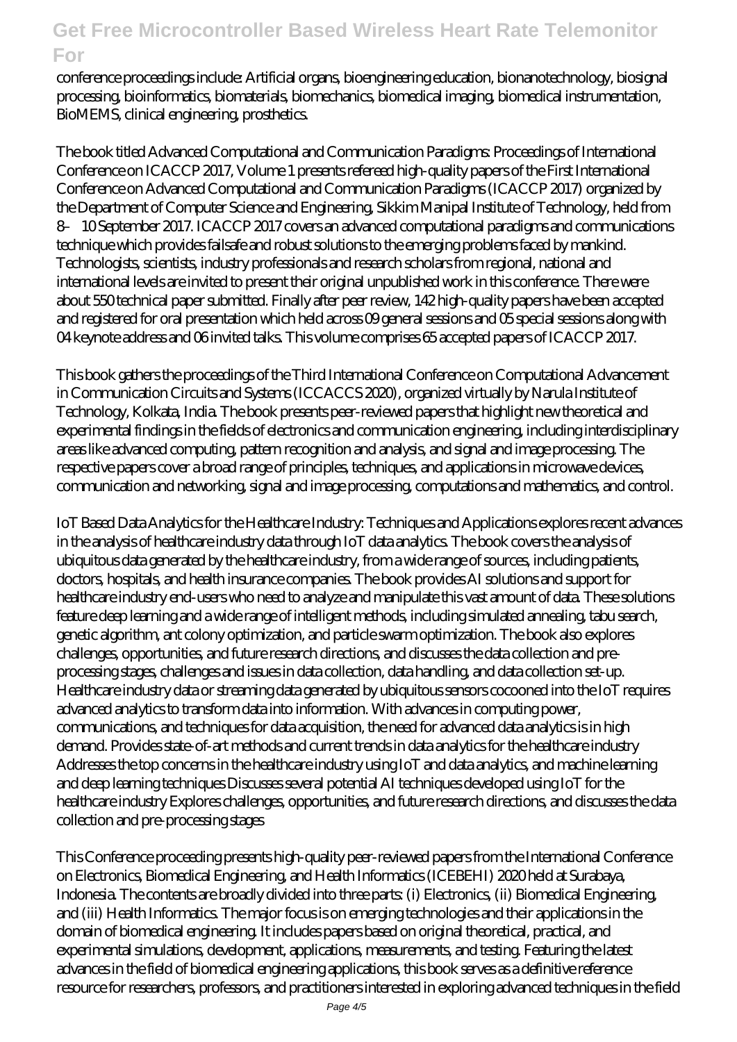conference proceedings include: Artificial organs, bioengineering education, bionanotechnology, biosignal processing, bioinformatics, biomaterials, biomechanics, biomedical imaging, biomedical instrumentation, BioMEMS, clinical engineering, prosthetics.

The book titled Advanced Computational and Communication Paradigms: Proceedings of International Conference on ICACCP 2017, Volume 1 presents refereed high-quality papers of the First International Conference on Advanced Computational and Communication Paradigms (ICACCP 2017) organized by the Department of Computer Science and Engineering, Sikkim Manipal Institute of Technology, held from 8– 10 September 2017. ICACCP 2017 covers an advanced computational paradigms and communications technique which provides failsafe and robust solutions to the emerging problems faced by mankind. Technologists, scientists, industry professionals and research scholars from regional, national and international levels are invited to present their original unpublished work in this conference. There were about 550 technical paper submitted. Finally after peer review, 142 high-quality papers have been accepted and registered for oral presentation which held across 09 general sessions and 05 special sessions along with 04 keynote address and 06 invited talks. This volume comprises 65 accepted papers of ICACCP 2017.

This book gathers the proceedings of the Third International Conference on Computational Advancement in Communication Circuits and Systems (ICCACCS 2020), organized virtually by Narula Institute of Technology, Kolkata, India. The book presents peer-reviewed papers that highlight new theoretical and experimental findings in the fields of electronics and communication engineering, including interdisciplinary areas like advanced computing, pattern recognition and analysis, and signal and image processing. The respective papers cover a broad range of principles, techniques, and applications in microwave devices, communication and networking, signal and image processing, computations and mathematics, and control.

IoT Based Data Analytics for the Healthcare Industry: Techniques and Applications explores recent advances in the analysis of healthcare industry data through IoT data analytics. The book covers the analysis of ubiquitous data generated by the healthcare industry, from a wide range of sources, including patients, doctors, hospitals, and health insurance companies. The book provides AI solutions and support for healthcare industry end-users who need to analyze and manipulate this vast amount of data. These solutions feature deep learning and a wide range of intelligent methods, including simulated annealing, tabu search, genetic algorithm, ant colony optimization, and particle swarm optimization. The book also explores challenges, opportunities, and future research directions, and discusses the data collection and pre-processing stages, challenges and issues in data collection, data handling, and data collection set-up. Healthcare industry data or streaming data generated by ubiquitous sensors cocooned into the IoT requires advanced analytics to transform data into information. With advances in computing power, communications, and techniques for data acquisition, the need for advanced data analytics is in high demand. Provides state-of-art methods and current trends in data analytics for the healthcare industry Addresses the top concerns in the healthcare industry using IoT and data analytics, and machine learning and deep learning techniques Discusses several potential AI techniques developed using IoT for the healthcare industry Explores challenges, opportunities, and future research directions, and discusses the data collection and pre-processing stages

This Conference proceeding presents high-quality peer-reviewed papers from the International Conference on Electronics, Biomedical Engineering, and Health Informatics (ICEBEHI) 2020 held at Surabaya, Indonesia. The contents are broadly divided into three parts: (i) Electronics, (ii) Biomedical Engineering, and (iii) Health Informatics. The major focus is on emerging technologies and their applications in the domain of biomedical engineering. It includes papers based on original theoretical, practical, and experimental simulations, development, applications, measurements, and testing. Featuring the latest advances in the field of biomedical engineering applications, this book serves as a definitive reference resource for researchers, professors, and practitioners interested in exploring advanced techniques in the field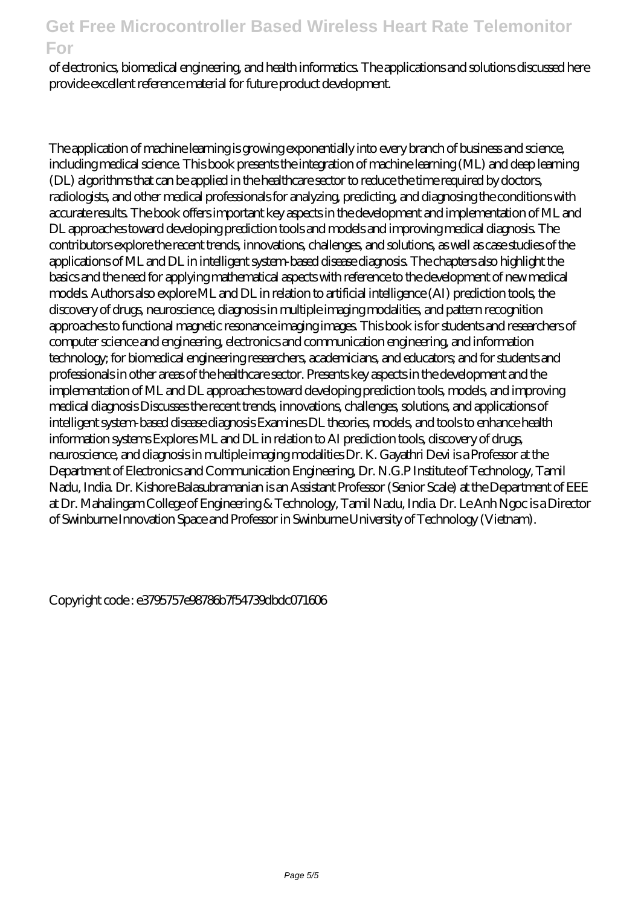of electronics, biomedical engineering, and health informatics. The applications and solutions discussed here provide excellent reference material for future product development.

The application of machine learning is growing exponentially into every branch of business and science, including medical science. This book presents the integration of machine learning (ML) and deep learning (DL) algorithms that can be applied in the healthcare sector to reduce the time required by doctors, radiologists, and other medical professionals for analyzing, predicting, and diagnosing the conditions with accurate results. The book offers important key aspects in the development and implementation of ML and DL approaches toward developing prediction tools and models and improving medical diagnosis. The contributors explore the recent trends, innovations, challenges, and solutions, as well as case studies of the applications of ML and DL in intelligent system-based disease diagnosis. The chapters also highlight the basics and the need for applying mathematical aspects with reference to the development of new medical models. Authors also explore ML and DL in relation to artificial intelligence (AI) prediction tools, the discovery of drugs, neuroscience, diagnosis in multiple imaging modalities, and pattern recognition approaches to functional magnetic resonance imaging images. This book is for students and researchers of computer science and engineering, electronics and communication engineering, and information technology; for biomedical engineering researchers, academicians, and educators; and for students and professionals in other areas of the healthcare sector. Presents key aspects in the development and the implementation of ML and DL approaches toward developing prediction tools, models, and improving medical diagnosis Discusses the recent trends, innovations, challenges, solutions, and applications of intelligent system-based disease diagnosis Examines DL theories, models, and tools to enhance health information systems Explores ML and DL in relation to AI prediction tools, discovery of drugs, neuroscience, and diagnosis in multiple imaging modalities Dr. K. Gayathri Devi is a Professor at the Department of Electronics and Communication Engineering, Dr. N.G.P Institute of Technology, Tamil Nadu, India. Dr. Kishore Balasubramanian is an Assistant Professor (Senior Scale) at the Department of EEE at Dr. Mahalingam College of Engineering & Technology, Tamil Nadu, India. Dr. Le Anh Ngoc is a Director of Swinburne Innovation Space and Professor in Swinburne University of Technology (Vietnam).

Copyright code : e3795757e98786b7f54739dbdc071606